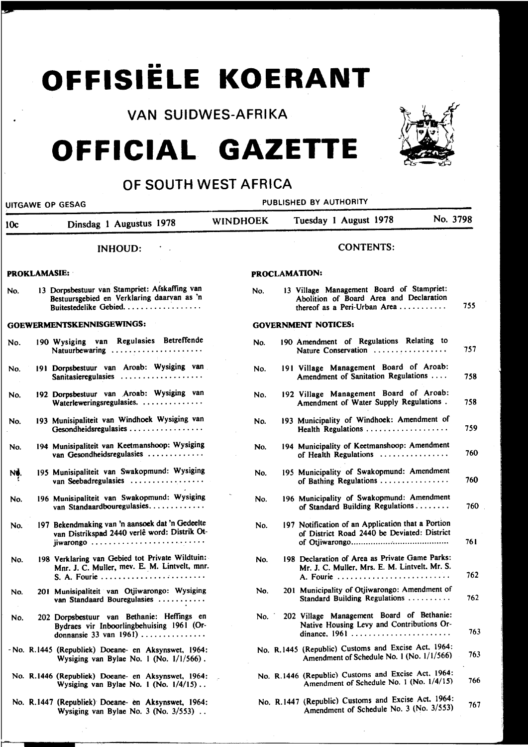# OFFISIËLE KOERANT

## VAN SUIDWES-AFRIKA

# OFFICIAL GAZETTE

## OF SOUTH WEST AFRICA

UITGAWE OP GESAG — PUBLISHED BY AUTHORITY

| 10c | Dinsdag 1 Augustus 1978 | WINDHOEK | Tuesday 1 August 1978 | No. 3798 |
|---|---|---|---|---|

### INHOUD:

**PROKLAMASIE:**

No. 13 Dorpsbestuur van Stampriet: Afskaffing van Bestuursgebied en Verklaring daarvan as 'n Buitestedelike Gebied.

**GOEWERMENTSKENNISGEWINGS:**

No. 190 Wysiging van Regulasies Betreffende Natuurbewaring

No. 191 Dorpsbestuur van Aroab: Wysiging van Sanitasieregulasies

No. 192 Dorpsbestuur van Aroab: Wysiging van Waterleweringsregulasies.

No. 193 Munisipaliteit van Windhoek Wysiging van Gesondheidsregulasies

No. 194 Munisipaliteit van Keetmanshoop: Wysiging van Gesondheidsregulasies

No. 195 Munisipaliteit van Swakopmund: Wysiging van Seebadregulasies

No. 196 Munisipaliteit van Swakopmund: Wysiging van Standaardbouregulasies.

No. 197 Bekendmaking van 'n aansoek dat 'n Gedeelte van Distrikspad 2440 verlê word: Distrik Otjiwarongo

No. 198 Verklaring van Gebied tot Private Wildtuin: Mnr. J. C. Muller, mev. E. M. Lintvelt, mnr. S. A. Fourie

No. 201 Munisipaliteit van Otjiwarongo: Wysiging van Standaard Bouregulasies

No. 202 Dorpsbestuur van Bethanie: Heffings en Bydraes vir Inboorlingbehuising 1961 (Ordonnansie 33 van 1961)

No. R.1445 (Republiek) Doeane- en Aksynswet, 1964: Wysiging van Bylae No. 1 (No. 1/1/566).

No. R.1446 (Republiek) Doeane- en Aksynswet, 1964: Wysiging van Bylae No. 1 (No. 1/4/15)..

No. R.1447 (Republiek) Doeane- en Aksynswet, 1964: Wysiging van Bylae No. 3 (No. 3/553) ..

### CONTENTS:

**PROCLAMATION:**

No. 13 Village Management Board of Stampriet: Abolition of Board Area and Declaration thereof as a Peri-Urban Area ........... 755

**GOVERNMENT NOTICES:**

No. 190 Amendment of Regulations Relating to Nature Conservation ........... 757

No. 191 Village Management Board of Aroab: Amendment of Sanitation Regulations .... 758

No. 192 Village Management Board of Aroab: Amendment of Water Supply Regulations . 758

No. 193 Municipality of Windhoek: Amendment of Health Regulations ........... 759

No. 194 Municipality of Keetmanshoop: Amendment of Health Regulations ........... 760

No. 195 Municipality of Swakopmund: Amendment of Bathing Regulations ........... 760

No. 196 Municipality of Swakopmund: Amendment of Standard Building Regulations ........ 760

No. 197 Notification of an Application that a Portion of District Road 2440 be Deviated: District of Otjiwarongo ........... 761

No. 198 Declaration of Area as Private Game Parks: Mr. J. C. Muller, Mrs. E. M. Lintvelt, Mr. S. A. Fourie ........... 762

No. 201 Municipality of Otjiwarongo: Amendment of Standard Building Regulations .......... 762

No. 202 Village Management Board of Bethanie: Native Housing Levy and Contributions Ordinance, 1961 ........... 763

No. R.1445 (Republic) Customs and Excise Act, 1964: Amendment of Schedule No. 1 (No. 1/1/566) 763

No. R.1446 (Republic) Customs and Excise Act, 1964: Amendment of Schedule No. 1 (No. 1/4/15) 766

No. R.1447 (Republic) Customs and Excise Act, 1964: Amendment of Schedule No. 3 (No. 3/553) 767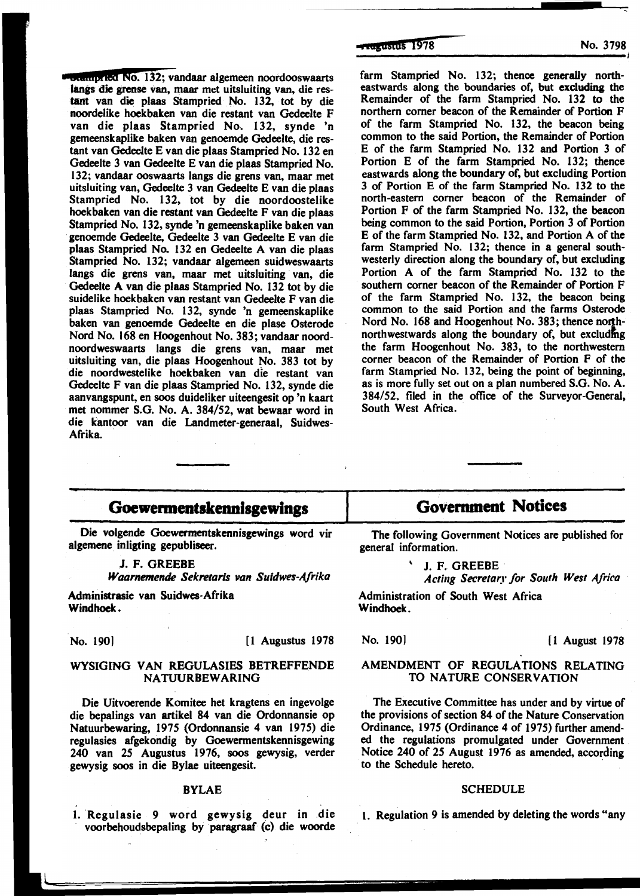Stampried No. 132; vandaar algemeen noordooswaarts langs die grense van, maar met uitsluiting van, die restant van die plaas Stampried No. 132, tot by die noordelike hoekbaken van die restant van Gedeelte F van die plaas Stampried No. 132, synde 'n gemeenskaplike baken van genoemde Gedeelte, die restant van Gedeelte E van die plaas Stampried No. 132 en Gedeelte 3 van Gedeelte E van die plaas Stampried No. 132; vandaar ooswaarts langs die grens van, maar met uitsluiting van, Gedeelte 3 van Gedeelte E van die plaas Stampried No. 132, tot by die noordoostelike hoekbaken van die restant van Gedeelte F van die plaas Stampried No. 132, synde 'n gemeenskaplike baken van genoemde Gedeelte, Gedeelte 3 van Gedeelte E van die plaas Stampried No. 132 en Gedeelte A van die plaas Stampried No. 132; vandaar algemeen suidweswaarts langs die grens van, maar met uitsluiting van, die Gedeelte A van die plaas Stampried No. 132 tot by die suidelike hoekbaken van restant van Gedeelte F van die plaas Stampried No. 132, synde 'n gemeenskaplike baken van genoemde Gedeelte en die plase Osterode Nord No. 168 en Hoogenhout No. 383; vandaar noordnoordweswaarts langs die grens van, maar met uitsluiting van, die plaas Hoogenhout No. 383 tot by die noordwestelike hoekbaken van die restant van Gedeelte F van die plaas Stampried No. 132, synde die aanvangspunt, en soos duideliker uiteengesit op 'n kaart met nommer S.G. No. A. 384/52, wat bewaar word in die kantoor van die Landmeter-generaal, Suidwes-Afrika.

farm Stampried No. 132; thence generally northeastwards along the boundaries of, but excluding the Remainder of the farm Stampried No. 132 to the northern corner beacon of the Remainder of Portion F of the farm Stampried No. 132, the beacon being common to the said Portion, the Remainder of Portion E of the farm Stampried No. 132 and Portion 3 of Portion E of the farm Stampried No. 132; thence eastwards along the boundary of, but excluding Portion 3 of Portion E of the farm Stampried No. 132 to the north-eastern corner beacon of the Remainder of Portion F of the farm Stampried No. 132, the beacon being common to the said Portion, Portion 3 of Portion E of the farm Stampried No. 132, and Portion A of the farm Stampried No. 132; thence in a general southwesterly direction along the boundary of, but excluding Portion A of the farm Stampried No. 132 to the southern corner beacon of the Remainder of Portion F of the farm Stampried No. 132, the beacon being common to the said Portion and the farms Osterode Nord No. 168 and Hoogenhout No. 383; thence north-northwestwards along the boundary of, but excluding the farm Hoogenhout No. 383, to the northwestern corner beacon of the Remainder of Portion F of the farm Stampried No. 132, being the point of beginning, as is more fully set out on a plan numbered S.G. No. A. 384/52, filed in the office of the Surveyor-General, South West Africa.

## Goewermentskennisgewings

Die volgende Goewermentskennisgewings word vir algemene inligting gepubliseer.

J. F. GREEBE
*Waarnemende Sekretaris van Suidwes-Afrika*

Administrasie van Suidwes-Afrika
Windhoek.

No. 190] [1 Augustus 1978

### WYSIGING VAN REGULASIES BETREFFENDE NATUURBEWARING

Die Uitvoerende Komitee het kragtens en ingevolge die bepalings van artikel 84 van die Ordonnansie op Natuurbewaring, 1975 (Ordonnansie 4 van 1975) die regulasies afgekondig by Goewermentskennisgewing 240 van 25 Augustus 1976, soos gewysig, verder gewysig soos in die Bylae uiteengesit.

BYLAE

1. Regulasie 9 word gewysig deur in die voorbehoudsbepaling by paragraaf (c) die woorde

## Government Notices

The following Government Notices are published for general information.

J. F. GREEBE
*Acting Secretary for South West Africa*

Administration of South West Africa
Windhoek.

No. 190] [1 August 1978

### AMENDMENT OF REGULATIONS RELATING TO NATURE CONSERVATION

The Executive Committee has under and by virtue of the provisions of section 84 of the Nature Conservation Ordinance, 1975 (Ordinance 4 of 1975) further amended the regulations promulgated under Government Notice 240 of 25 August 1976 as amended, according to the Schedule hereto.

SCHEDULE

1. Regulation 9 is amended by deleting the words "any